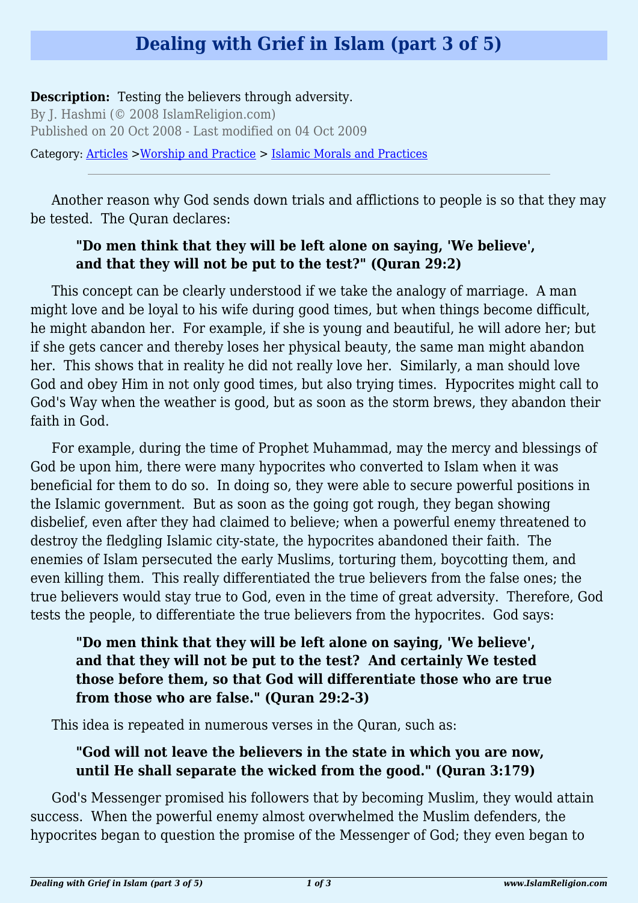# Dealing with Grief in Islam (part 3 of 5)

**Description:** Testing the believers through adversity.

By J. Hashmi (© 2008 IslamReligion.com)

Published on 20 Oct 2008 - Last modified on 04 Oct 2009

Category: Articles >Worship and Practice > Islamic Morals and Practices

---

Another reason why God sends down trials and afflictions to people is so that they may be tested. The Quran declares:

> **"Do men think that they will be left alone on saying, 'We believe', and that they will not be put to the test?" (Quran 29:2)**

This concept can be clearly understood if we take the analogy of marriage. A man might love and be loyal to his wife during good times, but when things become difficult, he might abandon her. For example, if she is young and beautiful, he will adore her; but if she gets cancer and thereby loses her physical beauty, the same man might abandon her. This shows that in reality he did not really love her. Similarly, a man should love God and obey Him in not only good times, but also trying times. Hypocrites might call to God's Way when the weather is good, but as soon as the storm brews, they abandon their faith in God.

For example, during the time of Prophet Muhammad, may the mercy and blessings of God be upon him, there were many hypocrites who converted to Islam when it was beneficial for them to do so. In doing so, they were able to secure powerful positions in the Islamic government. But as soon as the going got rough, they began showing disbelief, even after they had claimed to believe; when a powerful enemy threatened to destroy the fledgling Islamic city-state, the hypocrites abandoned their faith. The enemies of Islam persecuted the early Muslims, torturing them, boycotting them, and even killing them. This really differentiated the true believers from the false ones; the true believers would stay true to God, even in the time of great adversity. Therefore, God tests the people, to differentiate the true believers from the hypocrites. God says:

> **"Do men think that they will be left alone on saying, 'We believe', and that they will not be put to the test? And certainly We tested those before them, so that God will differentiate those who are true from those who are false." (Quran 29:2-3)**

This idea is repeated in numerous verses in the Quran, such as:

> **"God will not leave the believers in the state in which you are now, until He shall separate the wicked from the good." (Quran 3:179)**

God's Messenger promised his followers that by becoming Muslim, they would attain success. When the powerful enemy almost overwhelmed the Muslim defenders, the hypocrites began to question the promise of the Messenger of God; they even began to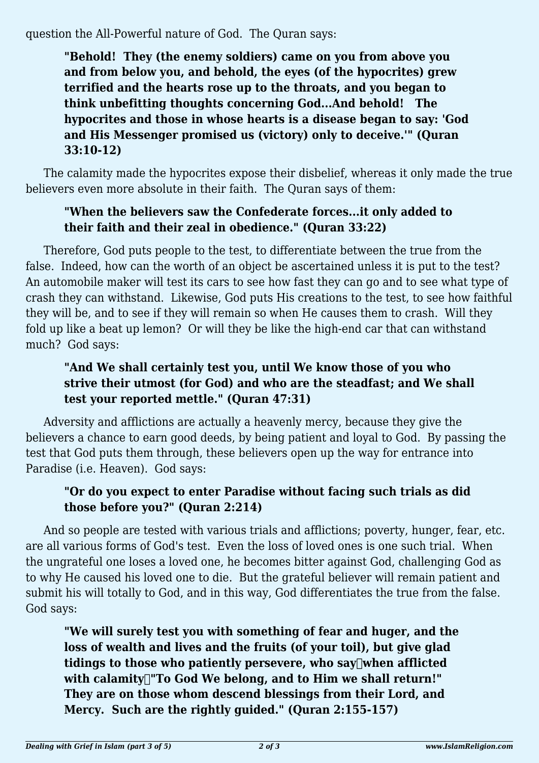question the All-Powerful nature of God. The Quran says:

> **"Behold! They (the enemy soldiers) came on you from above you and from below you, and behold, the eyes (of the hypocrites) grew terrified and the hearts rose up to the throats, and you began to think unbefitting thoughts concerning God…And behold! The hypocrites and those in whose hearts is a disease began to say: 'God and His Messenger promised us (victory) only to deceive.'" (Quran 33:10-12)**

The calamity made the hypocrites expose their disbelief, whereas it only made the true believers even more absolute in their faith. The Quran says of them:

> **"When the believers saw the Confederate forces…it only added to their faith and their zeal in obedience." (Quran 33:22)**

Therefore, God puts people to the test, to differentiate between the true from the false. Indeed, how can the worth of an object be ascertained unless it is put to the test? An automobile maker will test its cars to see how fast they can go and to see what type of crash they can withstand. Likewise, God puts His creations to the test, to see how faithful they will be, and to see if they will remain so when He causes them to crash. Will they fold up like a beat up lemon? Or will they be like the high-end car that can withstand much? God says:

> **"And We shall certainly test you, until We know those of you who strive their utmost (for God) and who are the steadfast; and We shall test your reported mettle." (Quran 47:31)**

Adversity and afflictions are actually a heavenly mercy, because they give the believers a chance to earn good deeds, by being patient and loyal to God. By passing the test that God puts them through, these believers open up the way for entrance into Paradise (i.e. Heaven). God says:

> **"Or do you expect to enter Paradise without facing such trials as did those before you?" (Quran 2:214)**

And so people are tested with various trials and afflictions; poverty, hunger, fear, etc. are all various forms of God's test. Even the loss of loved ones is one such trial. When the ungrateful one loses a loved one, he becomes bitter against God, challenging God as to why He caused his loved one to die. But the grateful believer will remain patient and submit his will totally to God, and in this way, God differentiates the true from the false. God says:

> **"We will surely test you with something of fear and huger, and the loss of wealth and lives and the fruits (of your toil), but give glad tidings to those who patiently persevere, who say when afflicted with calamity "To God We belong, and to Him we shall return!" They are on those whom descend blessings from their Lord, and Mercy. Such are the rightly guided." (Quran 2:155-157)**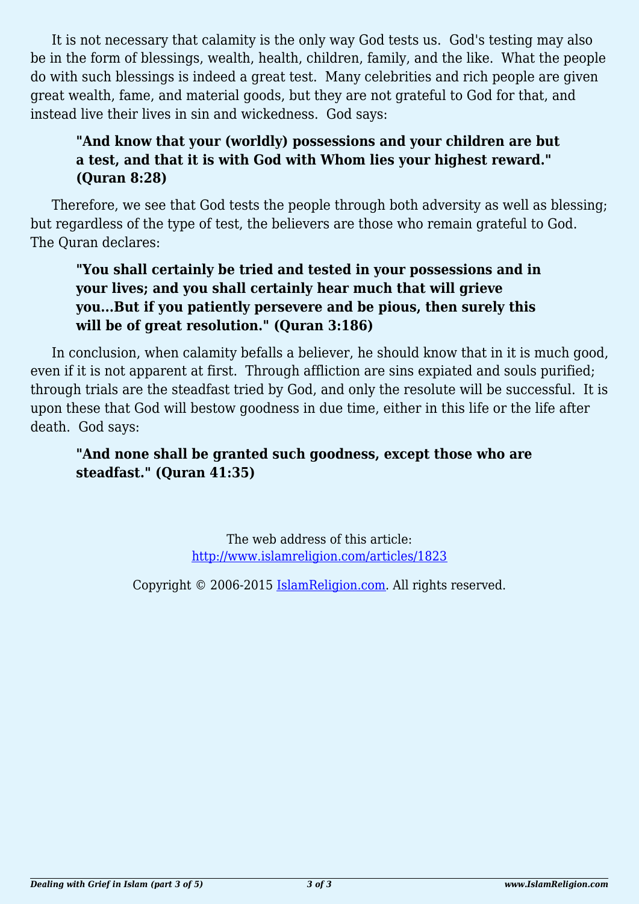It is not necessary that calamity is the only way God tests us. God's testing may also be in the form of blessings, wealth, health, children, family, and the like. What the people do with such blessings is indeed a great test. Many celebrities and rich people are given great wealth, fame, and material goods, but they are not grateful to God for that, and instead live their lives in sin and wickedness. God says:

> **"And know that your (worldly) possessions and your children are but a test, and that it is with God with Whom lies your highest reward." (Quran 8:28)**

Therefore, we see that God tests the people through both adversity as well as blessing; but regardless of the type of test, the believers are those who remain grateful to God. The Quran declares:

> **"You shall certainly be tried and tested in your possessions and in your lives; and you shall certainly hear much that will grieve you...But if you patiently persevere and be pious, then surely this will be of great resolution." (Quran 3:186)**

In conclusion, when calamity befalls a believer, he should know that in it is much good, even if it is not apparent at first. Through affliction are sins expiated and souls purified; through trials are the steadfast tried by God, and only the resolute will be successful. It is upon these that God will bestow goodness in due time, either in this life or the life after death. God says:

> **"And none shall be granted such goodness, except those who are steadfast." (Quran 41:35)**

The web address of this article:
[http://www.islamreligion.com/articles/1823](http://www.islamreligion.com/articles/1823)

Copyright © 2006-2015 [IslamReligion.com](http://www.islamreligion.com). All rights reserved.